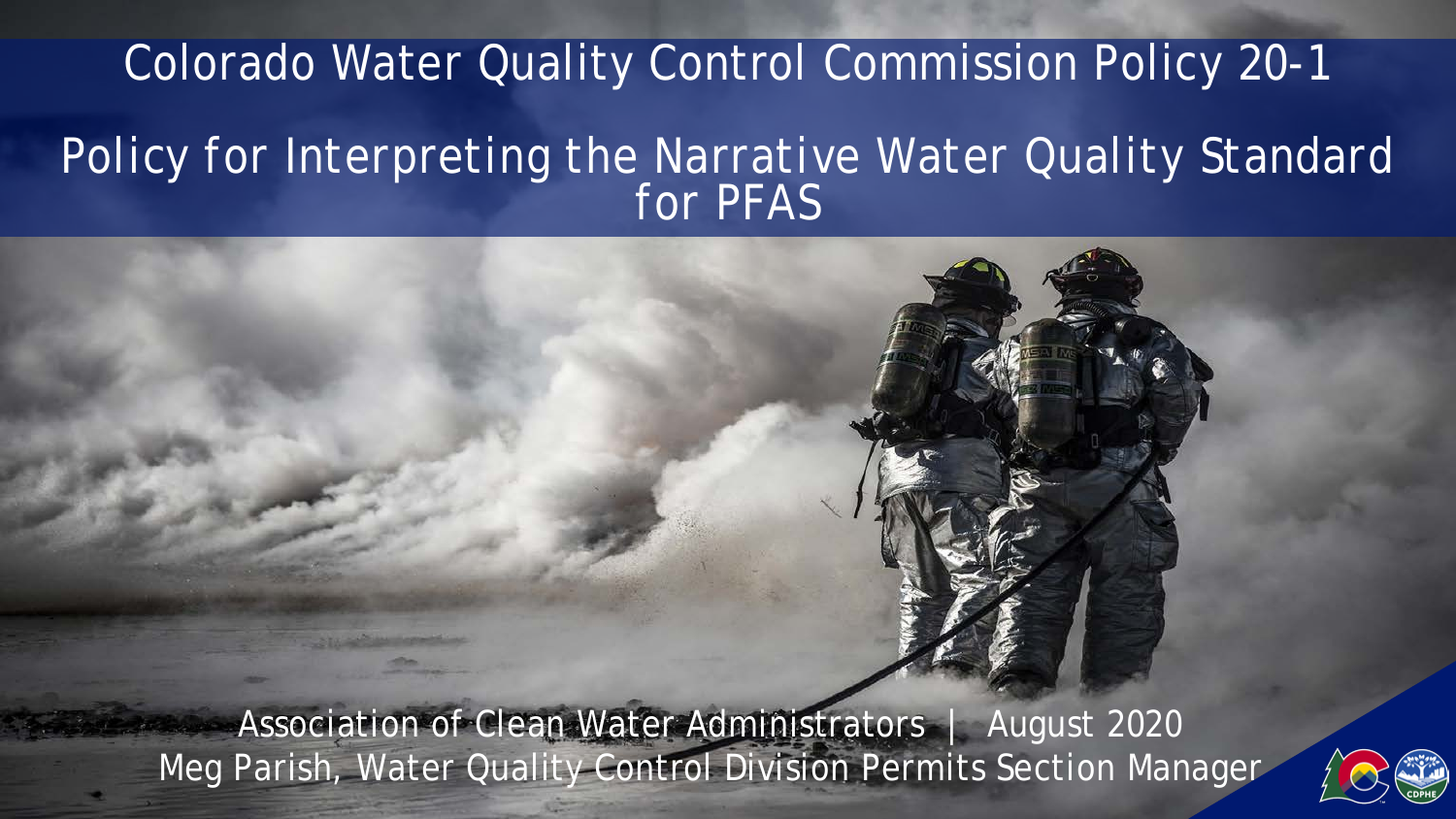# Colorado Water Quality Control Commission Policy 20-1

## Policy for Interpreting the Narrative Water Quality Standard for PFAS

Association of Clean Water Administrators | August 2020

Meg Parish, Water Quality Control Division Permits Section Manager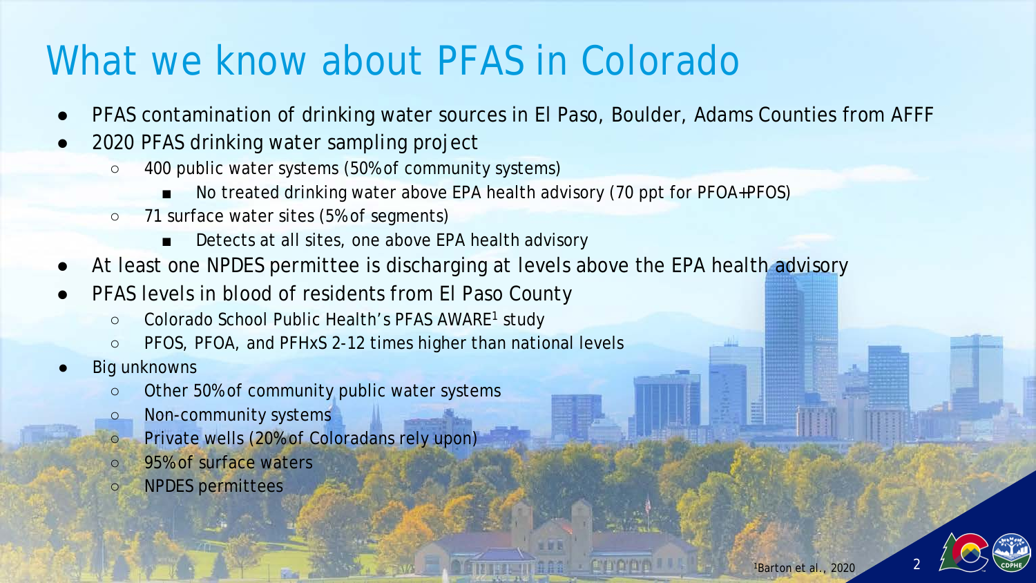# What we know about PFAS in Colorado

- PFAS contamination of drinking water sources in El Paso, Boulder, Adams Counties from AFFF
- 2020 PFAS drinking water sampling project
  - 400 public water systems (50% of community systems)
    - No treated drinking water above EPA health advisory (70 ppt for PFOA+PFOS)
  - 71 surface water sites (5% of segments)
    - Detects at all sites, one above EPA health advisory
- At least one NPDES permittee is discharging at levels above the EPA health advisory
- PFAS levels in blood of residents from El Paso County
  - Colorado School Public Health's PFAS AWARE[1] study
  - PFOS, PFOA, and PFHxS 2-12 times higher than national levels
- Big unknowns
  - Other 50% of community public water systems
  - Non-community systems
  - Private wells (20% of Coloradans rely upon)
  - 95% of surface waters
  - NPDES permittees

[1] Barton et al., 2020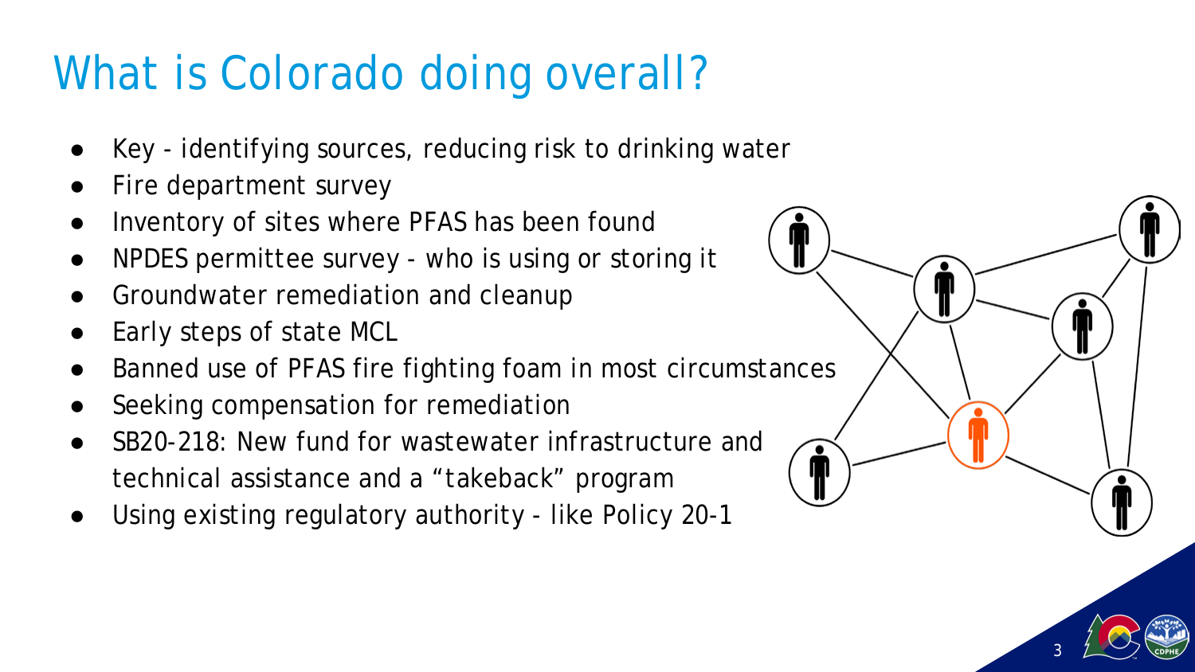# What is Colorado doing overall?

- Key - identifying sources, reducing risk to drinking water
- Fire department survey
- Inventory of sites where PFAS has been found
- NPDES permittee survey - who is using or storing it
- Groundwater remediation and cleanup
- Early steps of state MCL
- Banned use of PFAS fire fighting foam in most circumstances
- Seeking compensation for remediation
- SB20-218: New fund for wastewater infrastructure and technical assistance and a “takeback” program
- Using existing regulatory authority - like Policy 20-1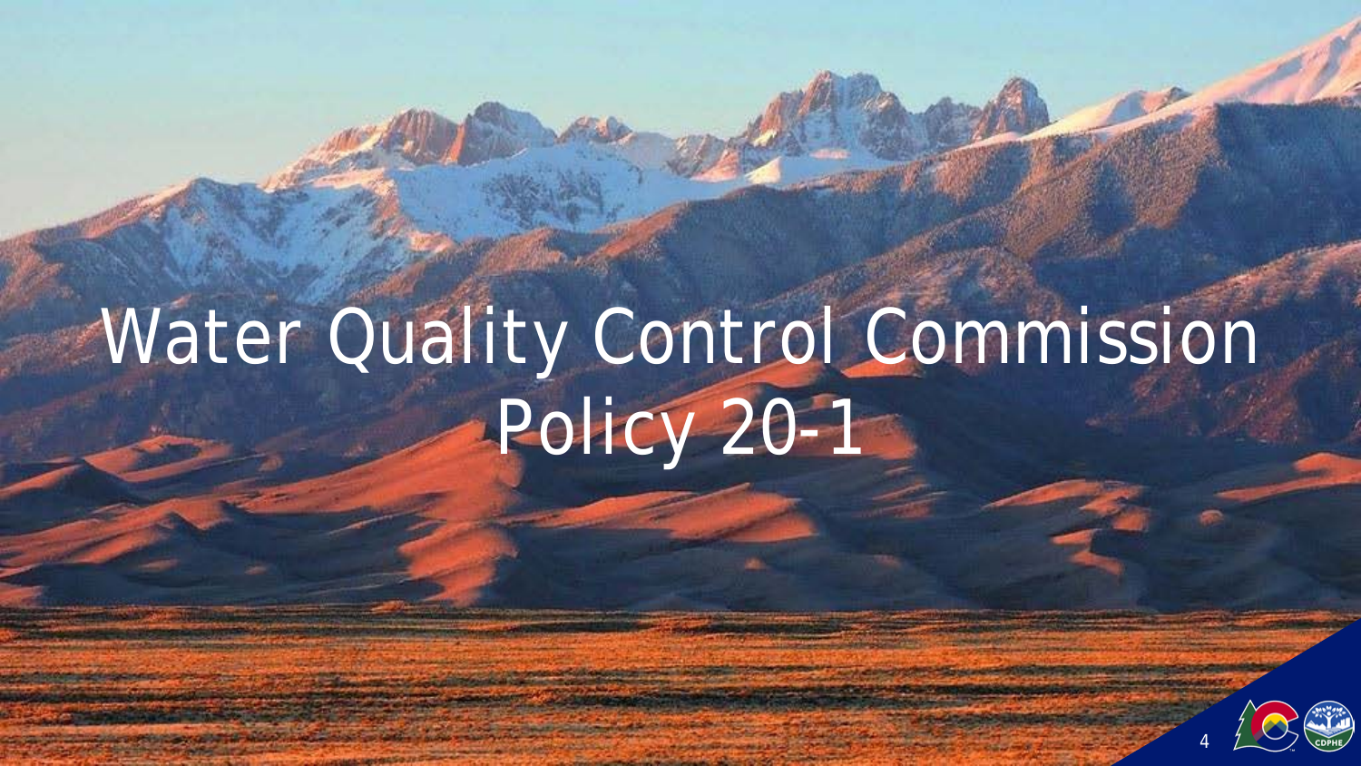# Water Quality Control Commission Policy 20-1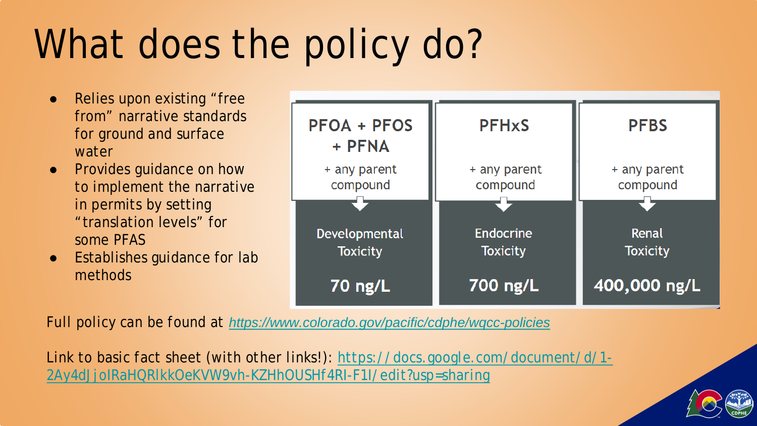# What does the policy do?

- Relies upon existing "free from" narrative standards for ground and surface water
- Provides guidance on how to implement the narrative in permits by setting "translation levels" for some PFAS
- Establishes guidance for lab methods

| PFOA + PFOS + PFNA + any parent compound | PFHxS + any parent compound | PFBS + any parent compound |
| --- | --- | --- |
| Developmental Toxicity | Endocrine Toxicity | Renal Toxicity |
| **70 ng/L** | **700 ng/L** | **400,000 ng/L** |

Full policy can be found at *https://www.colorado.gov/pacific/cdphe/wqcc-policies*

Link to basic fact sheet (with other links!): https://docs.google.com/document/d/1-2Ay4dJjoIRaHQRlkkOeKVW9vh-KZHhOUSHf4RI-F1I/edit?usp=sharing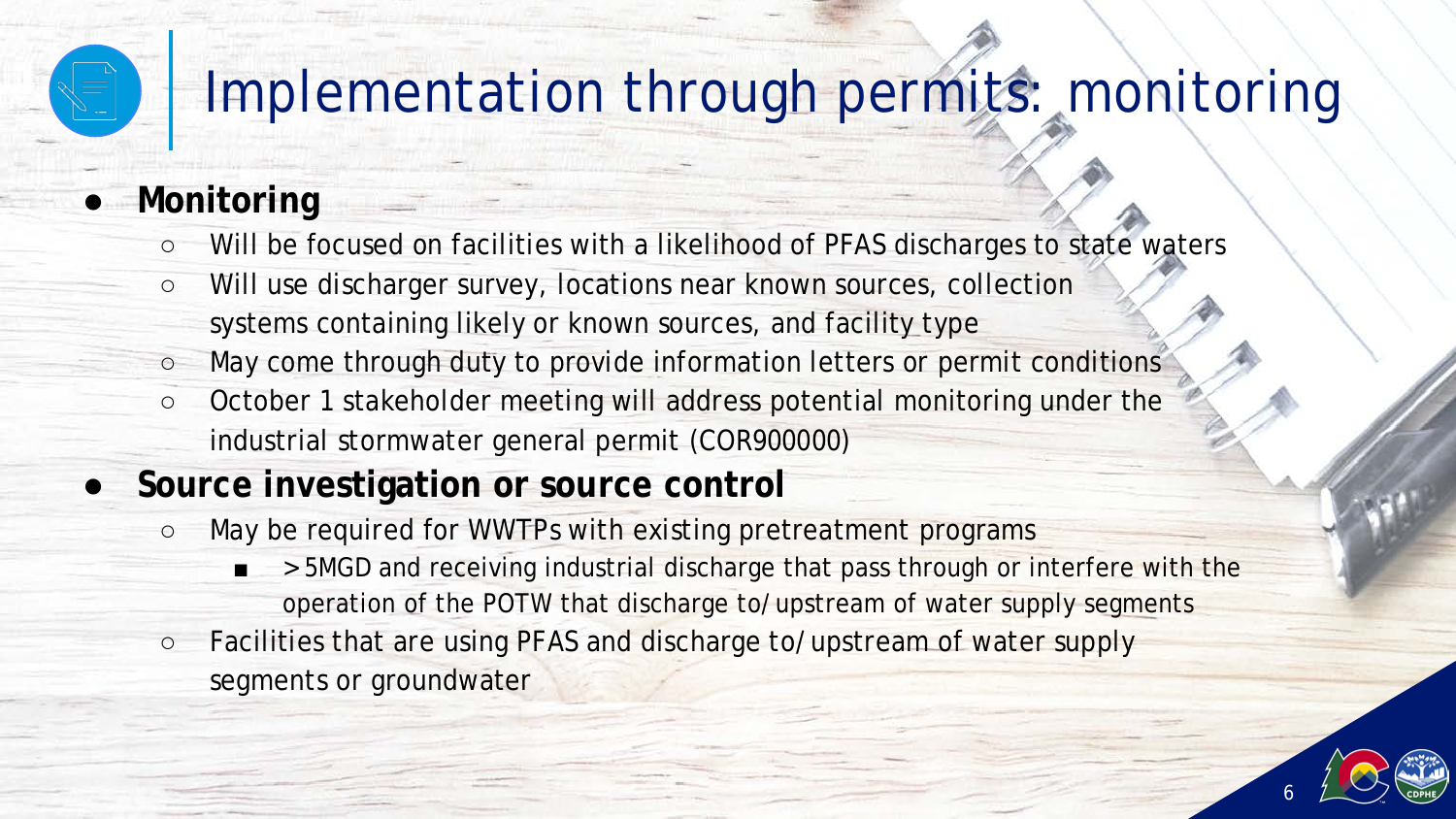# Implementation through permits: monitoring

- **Monitoring**
  - Will be focused on facilities with a likelihood of PFAS discharges to state waters
  - Will use discharger survey, locations near known sources, collection systems containing likely or known sources, and facility type
  - May come through duty to provide information letters or permit conditions
  - October 1 stakeholder meeting will address potential monitoring under the industrial stormwater general permit (COR900000)
- **Source investigation or source control**
  - May be required for WWTPs with existing pretreatment programs
    - > 5MGD and receiving industrial discharge that pass through or interfere with the operation of the POTW that discharge to/upstream of water supply segments
  - Facilities that are using PFAS and discharge to/upstream of water supply segments or groundwater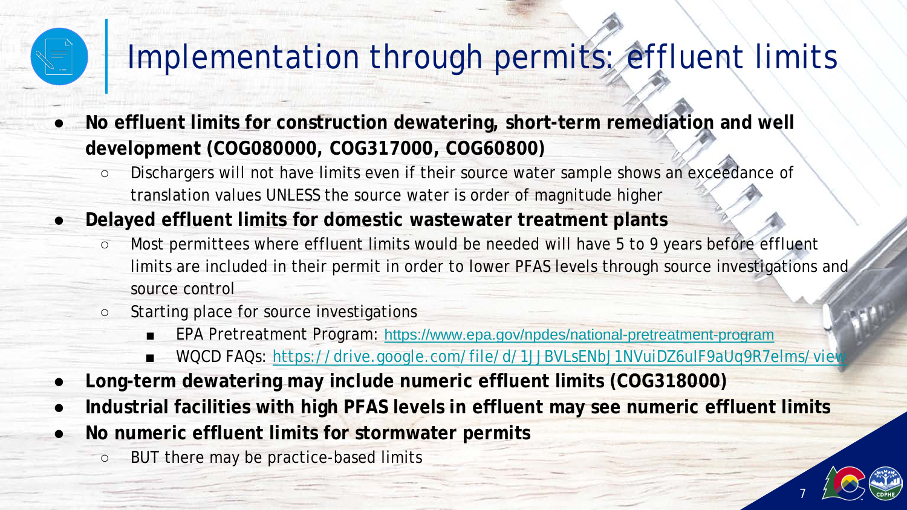# Implementation through permits: effluent limits

- **No effluent limits for construction dewatering, short-term remediation and well development (COG080000, COG317000, COG60800)**
  - Dischargers will not have limits even if their source water sample shows an exceedance of translation values UNLESS the source water is order of magnitude higher
- **Delayed effluent limits for domestic wastewater treatment plants**
  - Most permittees where effluent limits would be needed will have 5 to 9 years before effluent limits are included in their permit in order to lower PFAS levels through source investigations and source control
  - Starting place for source investigations
    - EPA Pretreatment Program: https://www.epa.gov/npdes/national-pretreatment-program
    - WQCD FAQs: https://drive.google.com/file/d/1JJBVLsENbJ1NVuiDZ6uIF9aUq9R7elms/view
- **Long-term dewatering may include numeric effluent limits (COG318000)**
- **Industrial facilities with high PFAS levels in effluent may see numeric effluent limits**
- **No numeric effluent limits for stormwater permits**
  - BUT there may be practice-based limits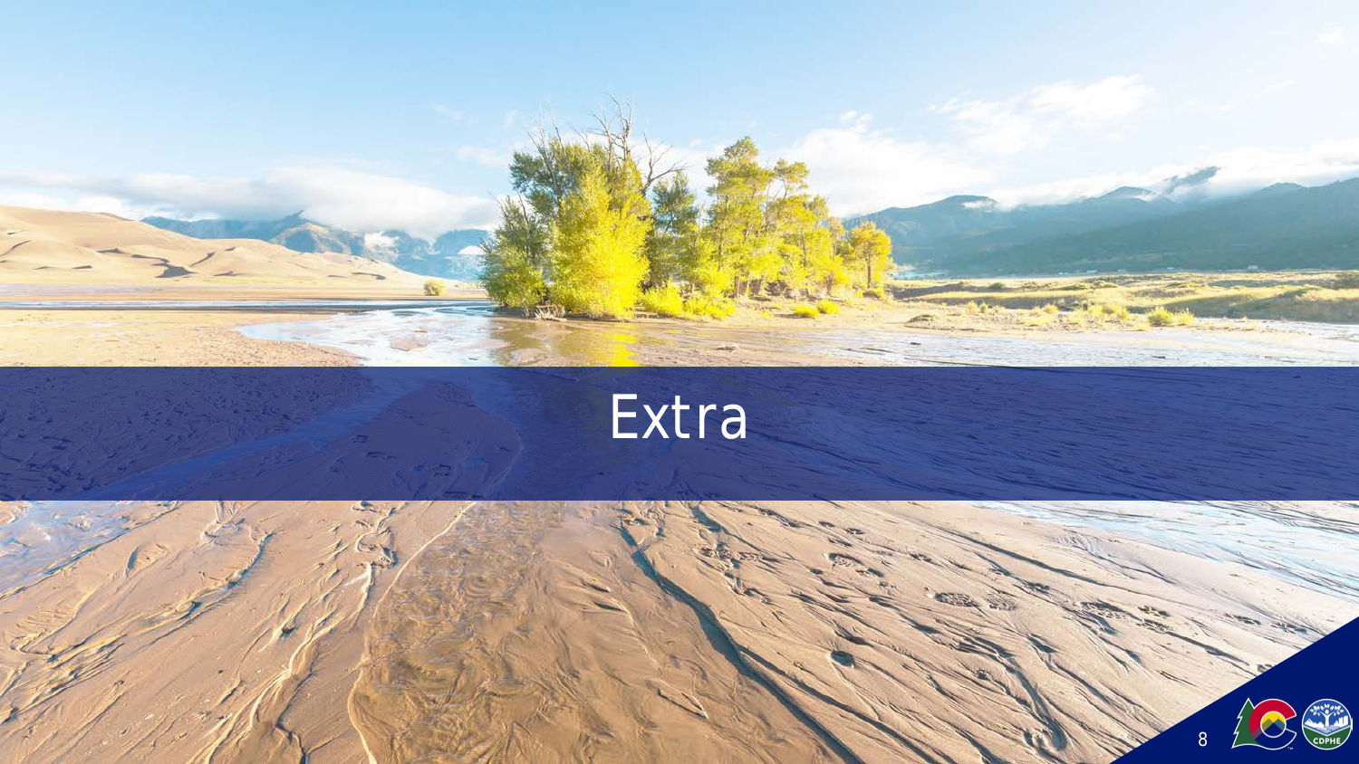# Extra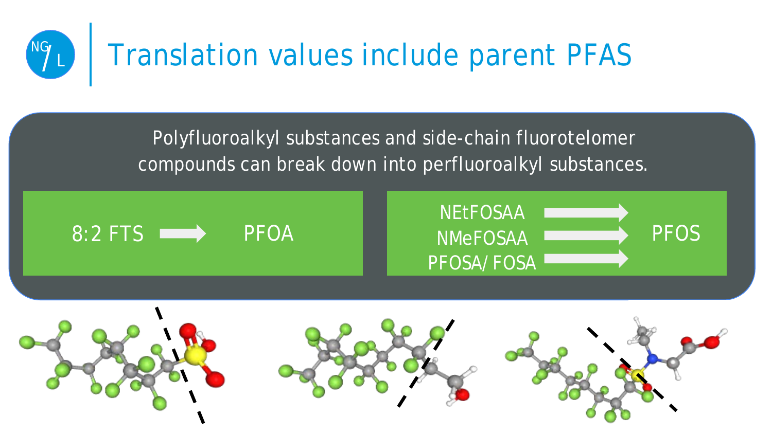# Translation values include parent PFAS

Polyfluoroalkyl substances and side-chain fluorotelomer compounds can break down into perfluoroalkyl substances.

8:2 FTS → PFOA

NEtFOSAA → PFOS
NMeFOSAA → PFOS
PFOSA/ FOSA → PFOS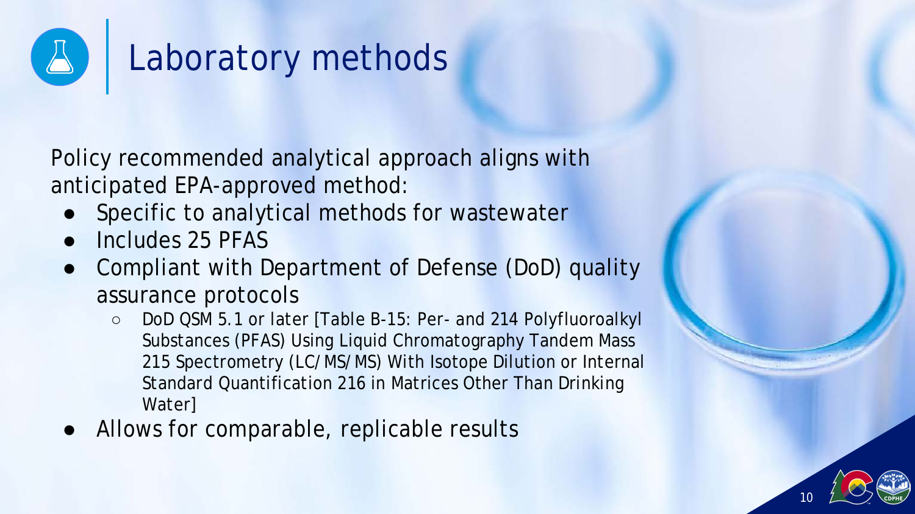# Laboratory methods

Policy recommended analytical approach aligns with anticipated EPA-approved method:

- Specific to analytical methods for wastewater
- Includes 25 PFAS
- Compliant with Department of Defense (DoD) quality assurance protocols
  - DoD QSM 5.1 or later [Table B-15: Per- and 214 Polyfluoroalkyl Substances (PFAS) Using Liquid Chromatography Tandem Mass 215 Spectrometry (LC/MS/MS) With Isotope Dilution or Internal Standard Quantification 216 in Matrices Other Than Drinking Water]
- Allows for comparable, replicable results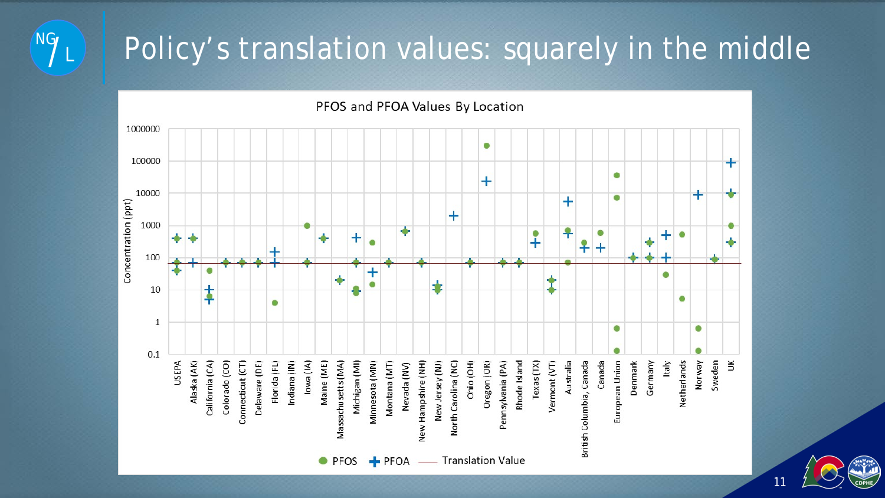# Policy's translation values: squarely in the middle

PFOS and PFOA Values By Location

Concentration (ppt)

1000000
100000
10000
1000
100
10
1
0.1

USEPA
Alaska (AK)
California (CA)
Colorado (CO)
Connecticut (CT)
Delaware (DE)
Florida (FL)
Indiana (IN)
Iowa (IA)
Maine (ME)
Massachusetts (MA)
Michigan (MI)
Minnesota (MN)
Montana (MT)
Nevada (NV)
New Hampshire (NH)
New Jersey (NJ)
North Carolina (NC)
Ohio (OH)
Oregon (OR)
Pennsylvania (PA)
Rhode Island
Texas (TX)
Vermont (VT)
Australia
British Columbia, Canada
Canada
European Union
Denmark
Germany
Italy
Netherlands
Norway
Sweden
UK

PFOS
PFOA
Translation Value